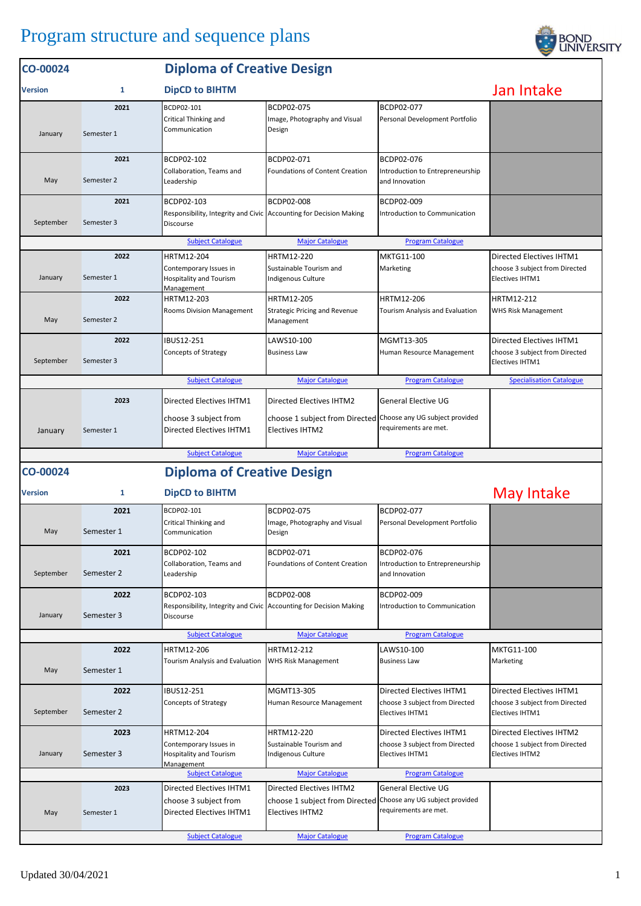# Program structure and sequence plans

## CO-00024 Diploma of Creative Design

**Version** 1 — **DipCD to BIHTM** — **Jan Intake**

| Month | Year / Semester | Subject 1 | Subject 2 | Subject 3 | Subject 4 |
|---|---|---|---|---|---|
| January | 2021 Semester 1 | BCDP02-101 Critical Thinking and Communication | BCDP02-075 Image, Photography and Visual Design | BCDP02-077 Personal Development Portfolio | |
| May | 2021 Semester 2 | BCDP02-102 Collaboration, Teams and Leadership | BCDP02-071 Foundations of Content Creation | BCDP02-076 Introduction to Entrepreneurship and Innovation | |
| September | 2021 Semester 3 | BCDP02-103 Responsibility, Integrity and Civic Discourse | BCDP02-008 Accounting for Decision Making | BCDP02-009 Introduction to Communication | |
| | | Subject Catalogue | Major Catalogue | Program Catalogue | |
| January | 2022 Semester 1 | HRTM12-204 Contemporary Issues in Hospitality and Tourism Management | HRTM12-220 Sustainable Tourism and Indigenous Culture | MKTG11-100 Marketing | Directed Electives IHTM1 choose 3 subject from Directed Electives IHTM1 |
| May | 2022 Semester 2 | HRTM12-203 Rooms Division Management | HRTM12-205 Strategic Pricing and Revenue Management | HRTM12-206 Tourism Analysis and Evaluation | HRTM12-212 WHS Risk Management |
| September | 2022 Semester 3 | IBUS12-251 Concepts of Strategy | LAWS10-100 Business Law | MGMT13-305 Human Resource Management | Directed Electives IHTM1 choose 3 subject from Directed Electives IHTM1 |
| | | Subject Catalogue | Major Catalogue | Program Catalogue | Specialisation Catalogue |
| January | 2023 Semester 1 | Directed Electives IHTM1 choose 3 subject from Directed Electives IHTM1 | Directed Electives IHTM2 choose 1 subject from Directed Electives IHTM2 | General Elective UG Choose any UG subject provided requirements are met. | |
| | | Subject Catalogue | Major Catalogue | Program Catalogue | |

## CO-00024 Diploma of Creative Design

**Version** 1 — **DipCD to BIHTM** — **May Intake**

| Month | Year / Semester | Subject 1 | Subject 2 | Subject 3 | Subject 4 |
|---|---|---|---|---|---|
| May | 2021 Semester 1 | BCDP02-101 Critical Thinking and Communication | BCDP02-075 Image, Photography and Visual Design | BCDP02-077 Personal Development Portfolio | |
| September | 2021 Semester 2 | BCDP02-102 Collaboration, Teams and Leadership | BCDP02-071 Foundations of Content Creation | BCDP02-076 Introduction to Entrepreneurship and Innovation | |
| January | 2022 Semester 3 | BCDP02-103 Responsibility, Integrity and Civic Discourse | BCDP02-008 Accounting for Decision Making | BCDP02-009 Introduction to Communication | |
| | | Subject Catalogue | Major Catalogue | Program Catalogue | |
| May | 2022 Semester 1 | HRTM12-206 Tourism Analysis and Evaluation | HRTM12-212 WHS Risk Management | LAWS10-100 Business Law | MKTG11-100 Marketing |
| September | 2022 Semester 2 | IBUS12-251 Concepts of Strategy | MGMT13-305 Human Resource Management | Directed Electives IHTM1 choose 3 subject from Directed Electives IHTM1 | Directed Electives IHTM1 choose 3 subject from Directed Electives IHTM1 |
| January | 2023 Semester 3 | HRTM12-204 Contemporary Issues in Hospitality and Tourism Management | HRTM12-220 Sustainable Tourism and Indigenous Culture | Directed Electives IHTM1 choose 3 subject from Directed Electives IHTM1 | Directed Electives IHTM2 choose 1 subject from Directed Electives IHTM2 |
| | | Subject Catalogue | Major Catalogue | Program Catalogue | |
| May | 2023 Semester 1 | Directed Electives IHTM1 choose 3 subject from Directed Electives IHTM1 | Directed Electives IHTM2 choose 1 subject from Directed Electives IHTM2 | General Elective UG Choose any UG subject provided requirements are met. | |
| | | Subject Catalogue | Major Catalogue | Program Catalogue | |

Updated 30/04/2021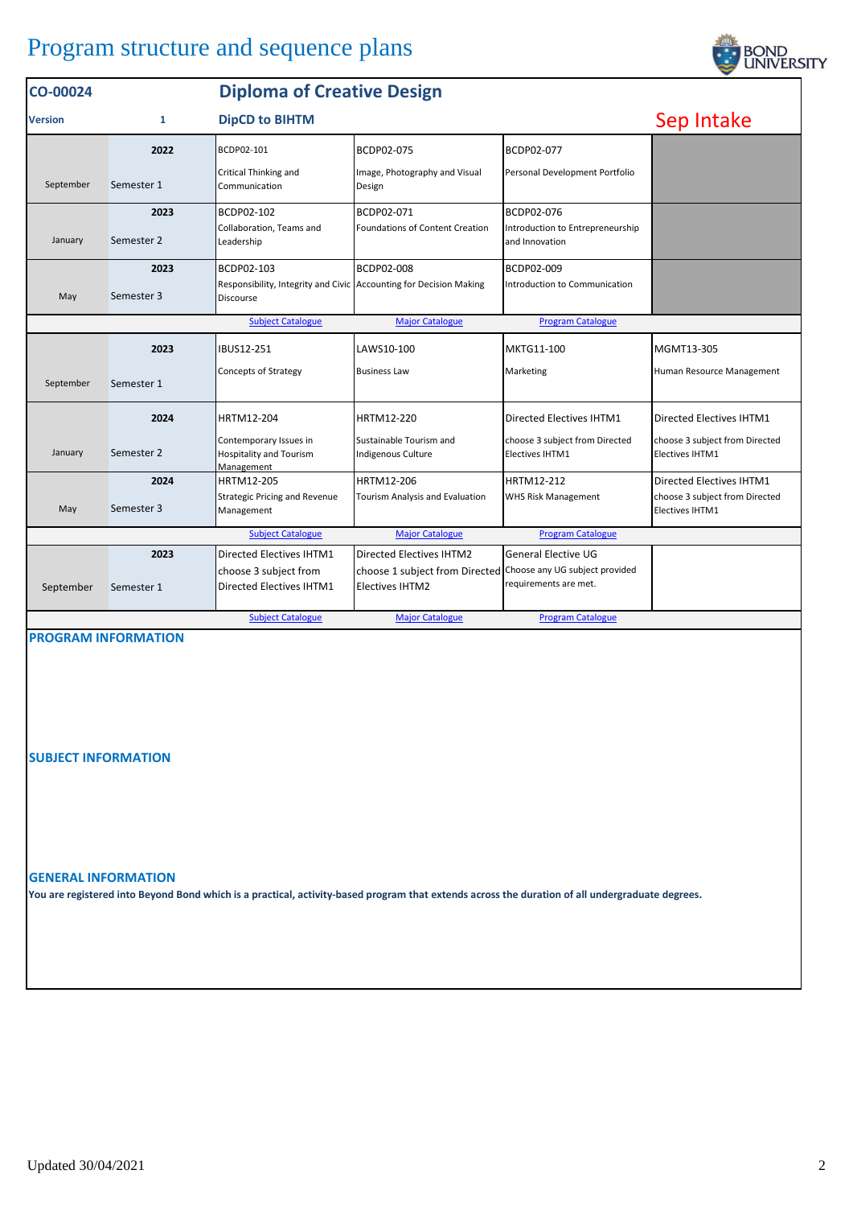# Program structure and sequence plans

| CO-00024 | | Diploma of Creative Design | | | |
|---|---|---|---|---|---|
| **Version** | **1** | **DipCD to BIHTM** | | | **Sep Intake** |
| September | **2022** Semester 1 | BCDP02-101 Critical Thinking and Communication | BCDP02-075 Image, Photography and Visual Design | BCDP02-077 Personal Development Portfolio | |
| January | **2023** Semester 2 | BCDP02-102 Collaboration, Teams and Leadership | BCDP02-071 Foundations of Content Creation | BCDP02-076 Introduction to Entrepreneurship and Innovation | |
| May | **2023** Semester 3 | BCDP02-103 Responsibility, Integrity and Civic Discourse | BCDP02-008 Accounting for Decision Making | BCDP02-009 Introduction to Communication | |
| | | Subject Catalogue | Major Catalogue | Program Catalogue | |
| September | **2023** Semester 1 | IBUS12-251 Concepts of Strategy | LAWS10-100 Business Law | MKTG11-100 Marketing | MGMT13-305 Human Resource Management |
| January | **2024** Semester 2 | HRTM12-204 Contemporary Issues in Hospitality and Tourism Management | HRTM12-220 Sustainable Tourism and Indigenous Culture | Directed Electives IHTM1 choose 3 subject from Directed Electives IHTM1 | Directed Electives IHTM1 choose 3 subject from Directed Electives IHTM1 |
| May | **2024** Semester 3 | HRTM12-205 Strategic Pricing and Revenue Management | HRTM12-206 Tourism Analysis and Evaluation | HRTM12-212 WHS Risk Management | Directed Electives IHTM1 choose 3 subject from Directed Electives IHTM1 |
| | | Subject Catalogue | Major Catalogue | Program Catalogue | |
| September | **2023** Semester 1 | Directed Electives IHTM1 choose 3 subject from Directed Electives IHTM1 | Directed Electives IHTM2 choose 1 subject from Directed Electives IHTM2 | General Elective UG Choose any UG subject provided requirements are met. | |
| | | Subject Catalogue | Major Catalogue | Program Catalogue | |

## PROGRAM INFORMATION

## SUBJECT INFORMATION

## GENERAL INFORMATION

**You are registered into Beyond Bond which is a practical, activity-based program that extends across the duration of all undergraduate degrees.**

Updated 30/04/2021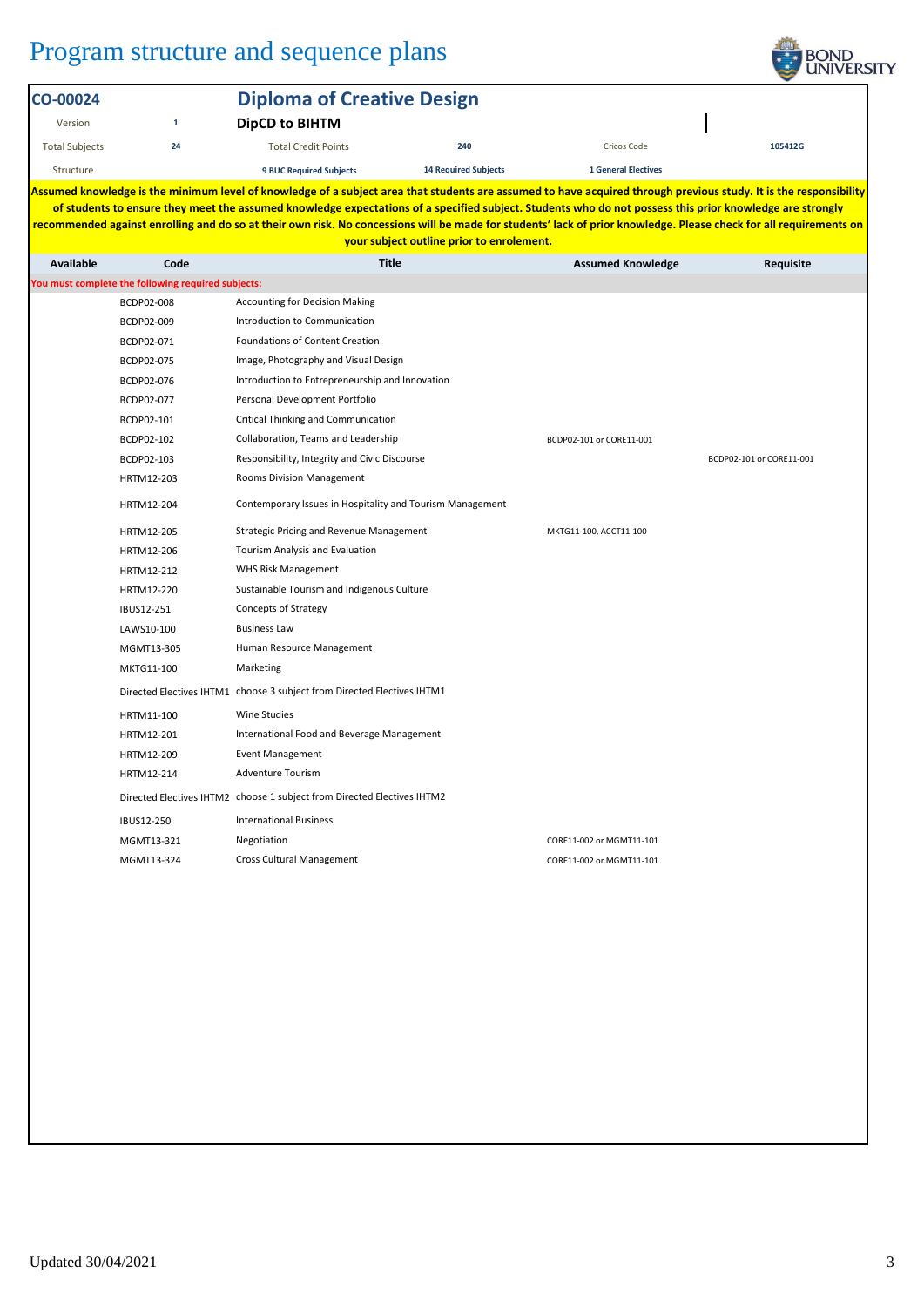# Program structure and sequence plans

| CO-00024 | | Diploma of Creative Design | | | |
|---|---|---|---|---|---|
| Version | 1 | DipCD to BIHTM | | | |
| Total Subjects | 24 | Total Credit Points | 240 | Cricos Code | 105412G |
| Structure | | 9 BUC Required Subjects | 14 Required Subjects | 1 General Electives | |

**Assumed knowledge is the minimum level of knowledge of a subject area that students are assumed to have acquired through previous study. It is the responsibility of students to ensure they meet the assumed knowledge expectations of a specified subject. Students who do not possess this prior knowledge are strongly recommended against enrolling and do so at their own risk. No concessions will be made for students' lack of prior knowledge. Please check for all requirements on your subject outline prior to enrolement.**

| Available | Code | Title | Assumed Knowledge | Requisite |
|---|---|---|---|---|
| **You must complete the following required subjects:** | | | | |
| | BCDP02-008 | Accounting for Decision Making | | |
| | BCDP02-009 | Introduction to Communication | | |
| | BCDP02-071 | Foundations of Content Creation | | |
| | BCDP02-075 | Image, Photography and Visual Design | | |
| | BCDP02-076 | Introduction to Entrepreneurship and Innovation | | |
| | BCDP02-077 | Personal Development Portfolio | | |
| | BCDP02-101 | Critical Thinking and Communication | | |
| | BCDP02-102 | Collaboration, Teams and Leadership | BCDP02-101 or CORE11-001 | |
| | BCDP02-103 | Responsibility, Integrity and Civic Discourse | | BCDP02-101 or CORE11-001 |
| | HRTM12-203 | Rooms Division Management | | |
| | HRTM12-204 | Contemporary Issues in Hospitality and Tourism Management | | |
| | HRTM12-205 | Strategic Pricing and Revenue Management | MKTG11-100, ACCT11-100 | |
| | HRTM12-206 | Tourism Analysis and Evaluation | | |
| | HRTM12-212 | WHS Risk Management | | |
| | HRTM12-220 | Sustainable Tourism and Indigenous Culture | | |
| | IBUS12-251 | Concepts of Strategy | | |
| | LAWS10-100 | Business Law | | |
| | MGMT13-305 | Human Resource Management | | |
| | MKTG11-100 | Marketing | | |
| | Directed Electives IHTM1 | choose 3 subject from Directed Electives IHTM1 | | |
| | HRTM11-100 | Wine Studies | | |
| | HRTM12-201 | International Food and Beverage Management | | |
| | HRTM12-209 | Event Management | | |
| | HRTM12-214 | Adventure Tourism | | |
| | Directed Electives IHTM2 | choose 1 subject from Directed Electives IHTM2 | | |
| | IBUS12-250 | International Business | | |
| | MGMT13-321 | Negotiation | CORE11-002 or MGMT11-101 | |
| | MGMT13-324 | Cross Cultural Management | CORE11-002 or MGMT11-101 | |

Updated 30/04/2021